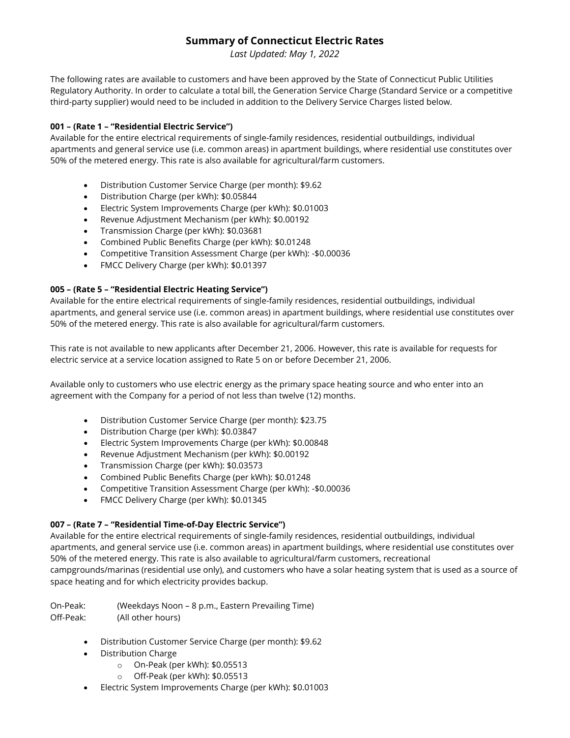# Summary of Connecticut Electric Rates

*Last Updated: May 1, 2022*

The following rates are available to customers and have been approved by the State of Connecticut Public Utilities Regulatory Authority. In order to calculate a total bill, the Generation Service Charge (Standard Service or a competitive third-party supplier) would need to be included in addition to the Delivery Service Charges listed below.

**001 – (Rate 1 – "Residential Electric Service")**

Available for the entire electrical requirements of single-family residences, residential outbuildings, individual apartments and general service use (i.e. common areas) in apartment buildings, where residential use constitutes over 50% of the metered energy. This rate is also available for agricultural/farm customers.

- Distribution Customer Service Charge (per month): $9.62
- Distribution Charge (per kWh): $0.05844
- Electric System Improvements Charge (per kWh): $0.01003
- Revenue Adjustment Mechanism (per kWh): $0.00192
- Transmission Charge (per kWh): $0.03681
- Combined Public Benefits Charge (per kWh): $0.01248
- Competitive Transition Assessment Charge (per kWh): -$0.00036
- FMCC Delivery Charge (per kWh): $0.01397

**005 – (Rate 5 – "Residential Electric Heating Service")**

Available for the entire electrical requirements of single-family residences, residential outbuildings, individual apartments, and general service use (i.e. common areas) in apartment buildings, where residential use constitutes over 50% of the metered energy. This rate is also available for agricultural/farm customers.

This rate is not available to new applicants after December 21, 2006. However, this rate is available for requests for electric service at a service location assigned to Rate 5 on or before December 21, 2006.

Available only to customers who use electric energy as the primary space heating source and who enter into an agreement with the Company for a period of not less than twelve (12) months.

- Distribution Customer Service Charge (per month): $23.75
- Distribution Charge (per kWh): $0.03847
- Electric System Improvements Charge (per kWh): $0.00848
- Revenue Adjustment Mechanism (per kWh): $0.00192
- Transmission Charge (per kWh): $0.03573
- Combined Public Benefits Charge (per kWh): $0.01248
- Competitive Transition Assessment Charge (per kWh): -$0.00036
- FMCC Delivery Charge (per kWh): $0.01345

**007 – (Rate 7 – "Residential Time-of-Day Electric Service")**

Available for the entire electrical requirements of single-family residences, residential outbuildings, individual apartments, and general service use (i.e. common areas) in apartment buildings, where residential use constitutes over 50% of the metered energy. This rate is also available to agricultural/farm customers, recreational campgrounds/marinas (residential use only), and customers who have a solar heating system that is used as a source of space heating and for which electricity provides backup.

On-Peak: (Weekdays Noon – 8 p.m., Eastern Prevailing Time)
Off-Peak: (All other hours)

- Distribution Customer Service Charge (per month): $9.62
- Distribution Charge
  - On-Peak (per kWh): $0.05513
  - Off-Peak (per kWh): $0.05513
- Electric System Improvements Charge (per kWh): $0.01003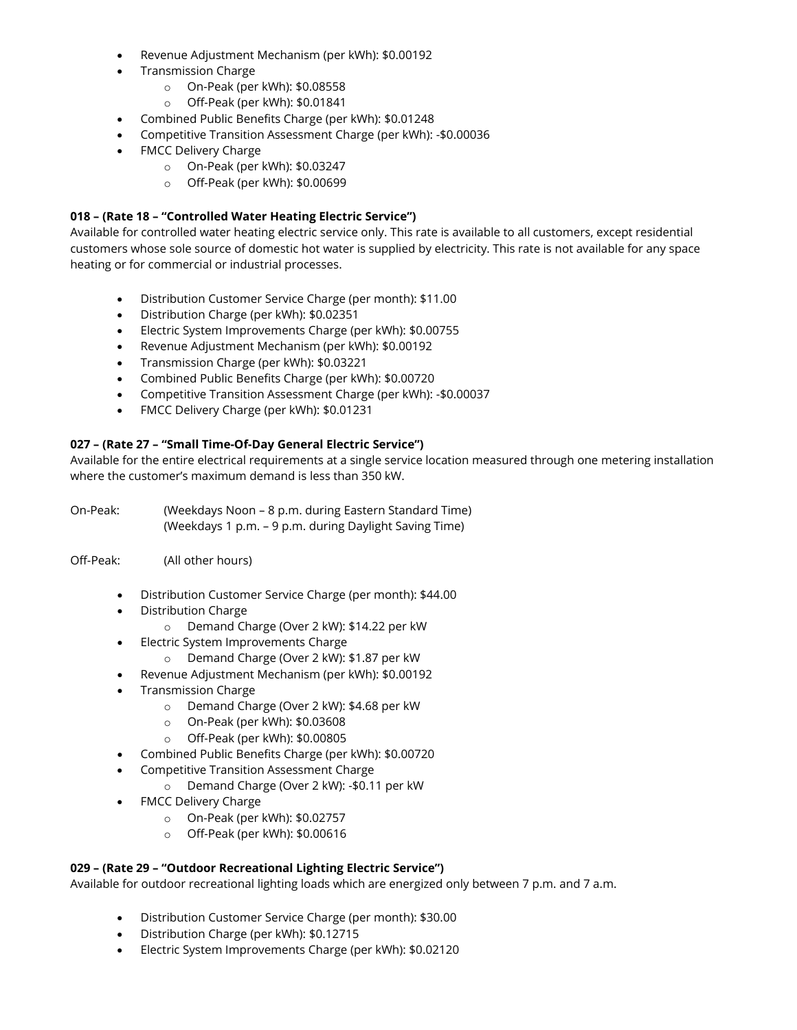- Revenue Adjustment Mechanism (per kWh): $0.00192
- Transmission Charge
    - On-Peak (per kWh): $0.08558
    - Off-Peak (per kWh): $0.01841
- Combined Public Benefits Charge (per kWh): $0.01248
- Competitive Transition Assessment Charge (per kWh): -$0.00036
- FMCC Delivery Charge
    - On-Peak (per kWh): $0.03247
    - Off-Peak (per kWh): $0.00699

**018 – (Rate 18 – "Controlled Water Heating Electric Service")**
Available for controlled water heating electric service only. This rate is available to all customers, except residential customers whose sole source of domestic hot water is supplied by electricity. This rate is not available for any space heating or for commercial or industrial processes.

- Distribution Customer Service Charge (per month): $11.00
- Distribution Charge (per kWh): $0.02351
- Electric System Improvements Charge (per kWh): $0.00755
- Revenue Adjustment Mechanism (per kWh): $0.00192
- Transmission Charge (per kWh): $0.03221
- Combined Public Benefits Charge (per kWh): $0.00720
- Competitive Transition Assessment Charge (per kWh): -$0.00037
- FMCC Delivery Charge (per kWh): $0.01231

**027 – (Rate 27 – "Small Time-Of-Day General Electric Service")**
Available for the entire electrical requirements at a single service location measured through one metering installation where the customer's maximum demand is less than 350 kW.

On-Peak: (Weekdays Noon – 8 p.m. during Eastern Standard Time)
(Weekdays 1 p.m. – 9 p.m. during Daylight Saving Time)

Off-Peak: (All other hours)

- Distribution Customer Service Charge (per month): $44.00
- Distribution Charge
    - Demand Charge (Over 2 kW): $14.22 per kW
- Electric System Improvements Charge
    - Demand Charge (Over 2 kW): $1.87 per kW
- Revenue Adjustment Mechanism (per kWh): $0.00192
- Transmission Charge
    - Demand Charge (Over 2 kW): $4.68 per kW
    - On-Peak (per kWh): $0.03608
    - Off-Peak (per kWh): $0.00805
- Combined Public Benefits Charge (per kWh): $0.00720
- Competitive Transition Assessment Charge
    - Demand Charge (Over 2 kW): -$0.11 per kW
- FMCC Delivery Charge
    - On-Peak (per kWh): $0.02757
    - Off-Peak (per kWh): $0.00616

**029 – (Rate 29 – "Outdoor Recreational Lighting Electric Service")**
Available for outdoor recreational lighting loads which are energized only between 7 p.m. and 7 a.m.

- Distribution Customer Service Charge (per month): $30.00
- Distribution Charge (per kWh): $0.12715
- Electric System Improvements Charge (per kWh): $0.02120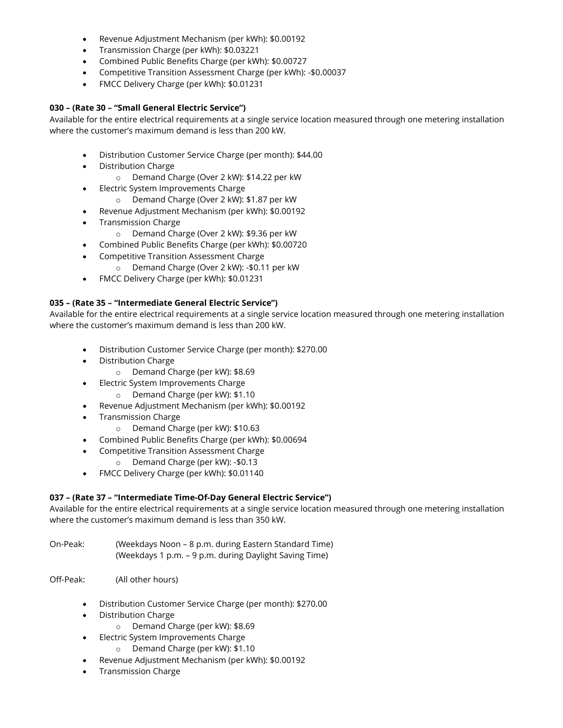- Revenue Adjustment Mechanism (per kWh): $0.00192
- Transmission Charge (per kWh): $0.03221
- Combined Public Benefits Charge (per kWh): $0.00727
- Competitive Transition Assessment Charge (per kWh): -$0.00037
- FMCC Delivery Charge (per kWh): $0.01231

**030 – (Rate 30 – "Small General Electric Service")**
Available for the entire electrical requirements at a single service location measured through one metering installation where the customer's maximum demand is less than 200 kW.

- Distribution Customer Service Charge (per month): $44.00
- Distribution Charge
    - Demand Charge (Over 2 kW): $14.22 per kW
- Electric System Improvements Charge
    - Demand Charge (Over 2 kW): $1.87 per kW
- Revenue Adjustment Mechanism (per kWh): $0.00192
- Transmission Charge
    - Demand Charge (Over 2 kW): $9.36 per kW
- Combined Public Benefits Charge (per kWh): $0.00720
- Competitive Transition Assessment Charge
    - Demand Charge (Over 2 kW): -$0.11 per kW
- FMCC Delivery Charge (per kWh): $0.01231

**035 – (Rate 35 – "Intermediate General Electric Service")**
Available for the entire electrical requirements at a single service location measured through one metering installation where the customer's maximum demand is less than 200 kW.

- Distribution Customer Service Charge (per month): $270.00
- Distribution Charge
    - Demand Charge (per kW): $8.69
- Electric System Improvements Charge
    - Demand Charge (per kW): $1.10
- Revenue Adjustment Mechanism (per kWh): $0.00192
- Transmission Charge
    - Demand Charge (per kW): $10.63
- Combined Public Benefits Charge (per kWh): $0.00694
- Competitive Transition Assessment Charge
    - Demand Charge (per kW): -$0.13
- FMCC Delivery Charge (per kWh): $0.01140

**037 – (Rate 37 – "Intermediate Time-Of-Day General Electric Service")**
Available for the entire electrical requirements at a single service location measured through one metering installation where the customer's maximum demand is less than 350 kW.

On-Peak: (Weekdays Noon – 8 p.m. during Eastern Standard Time)
(Weekdays 1 p.m. – 9 p.m. during Daylight Saving Time)

Off-Peak: (All other hours)

- Distribution Customer Service Charge (per month): $270.00
- Distribution Charge
    - Demand Charge (per kW): $8.69
- Electric System Improvements Charge
    - Demand Charge (per kW): $1.10
- Revenue Adjustment Mechanism (per kWh): $0.00192
- Transmission Charge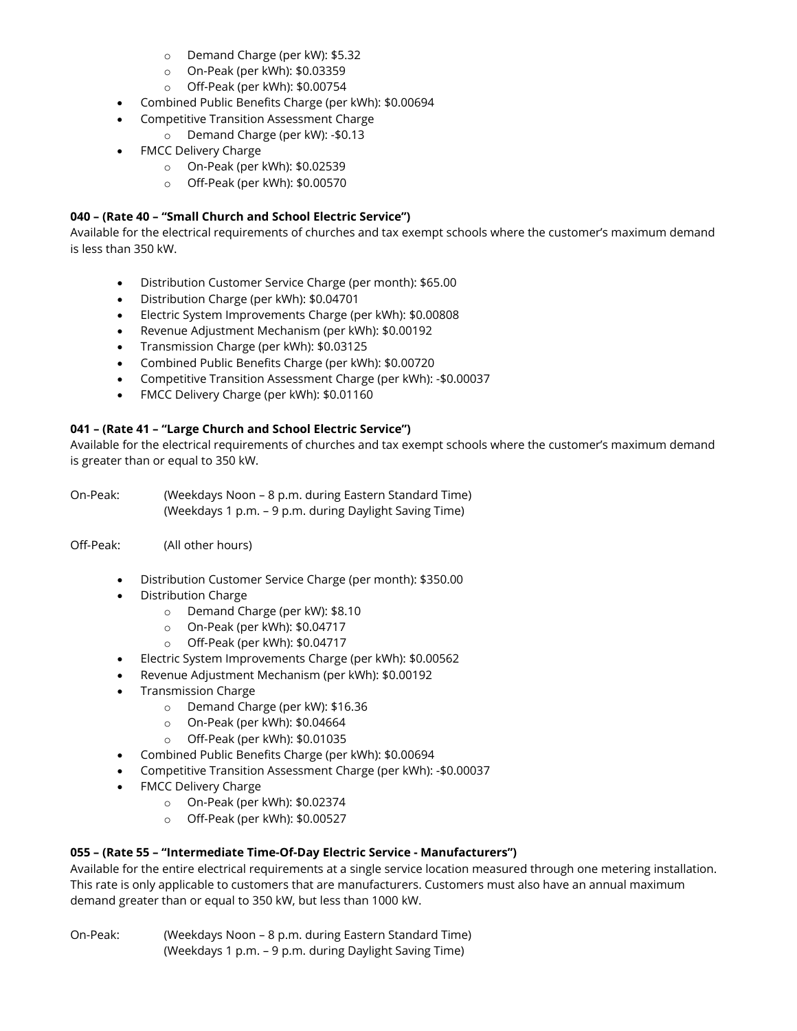- Demand Charge (per kW): $5.32
  - On-Peak (per kWh): $0.03359
  - Off-Peak (per kWh): $0.00754
- Combined Public Benefits Charge (per kWh): $0.00694
- Competitive Transition Assessment Charge
  - Demand Charge (per kW): -$0.13
- FMCC Delivery Charge
  - On-Peak (per kWh): $0.02539
  - Off-Peak (per kWh): $0.00570

**040 – (Rate 40 – "Small Church and School Electric Service")**
Available for the electrical requirements of churches and tax exempt schools where the customer's maximum demand is less than 350 kW.

- Distribution Customer Service Charge (per month): $65.00
- Distribution Charge (per kWh): $0.04701
- Electric System Improvements Charge (per kWh): $0.00808
- Revenue Adjustment Mechanism (per kWh): $0.00192
- Transmission Charge (per kWh): $0.03125
- Combined Public Benefits Charge (per kWh): $0.00720
- Competitive Transition Assessment Charge (per kWh): -$0.00037
- FMCC Delivery Charge (per kWh): $0.01160

**041 – (Rate 41 – "Large Church and School Electric Service")**
Available for the electrical requirements of churches and tax exempt schools where the customer's maximum demand is greater than or equal to 350 kW.

On-Peak: (Weekdays Noon – 8 p.m. during Eastern Standard Time)
(Weekdays 1 p.m. – 9 p.m. during Daylight Saving Time)

Off-Peak: (All other hours)

- Distribution Customer Service Charge (per month): $350.00
- Distribution Charge
  - Demand Charge (per kW): $8.10
  - On-Peak (per kWh): $0.04717
  - Off-Peak (per kWh): $0.04717
- Electric System Improvements Charge (per kWh): $0.00562
- Revenue Adjustment Mechanism (per kWh): $0.00192
- Transmission Charge
  - Demand Charge (per kW): $16.36
  - On-Peak (per kWh): $0.04664
  - Off-Peak (per kWh): $0.01035
- Combined Public Benefits Charge (per kWh): $0.00694
- Competitive Transition Assessment Charge (per kWh): -$0.00037
- FMCC Delivery Charge
  - On-Peak (per kWh): $0.02374
  - Off-Peak (per kWh): $0.00527

**055 – (Rate 55 – "Intermediate Time-Of-Day Electric Service - Manufacturers")**
Available for the entire electrical requirements at a single service location measured through one metering installation. This rate is only applicable to customers that are manufacturers. Customers must also have an annual maximum demand greater than or equal to 350 kW, but less than 1000 kW.

On-Peak: (Weekdays Noon – 8 p.m. during Eastern Standard Time)
(Weekdays 1 p.m. – 9 p.m. during Daylight Saving Time)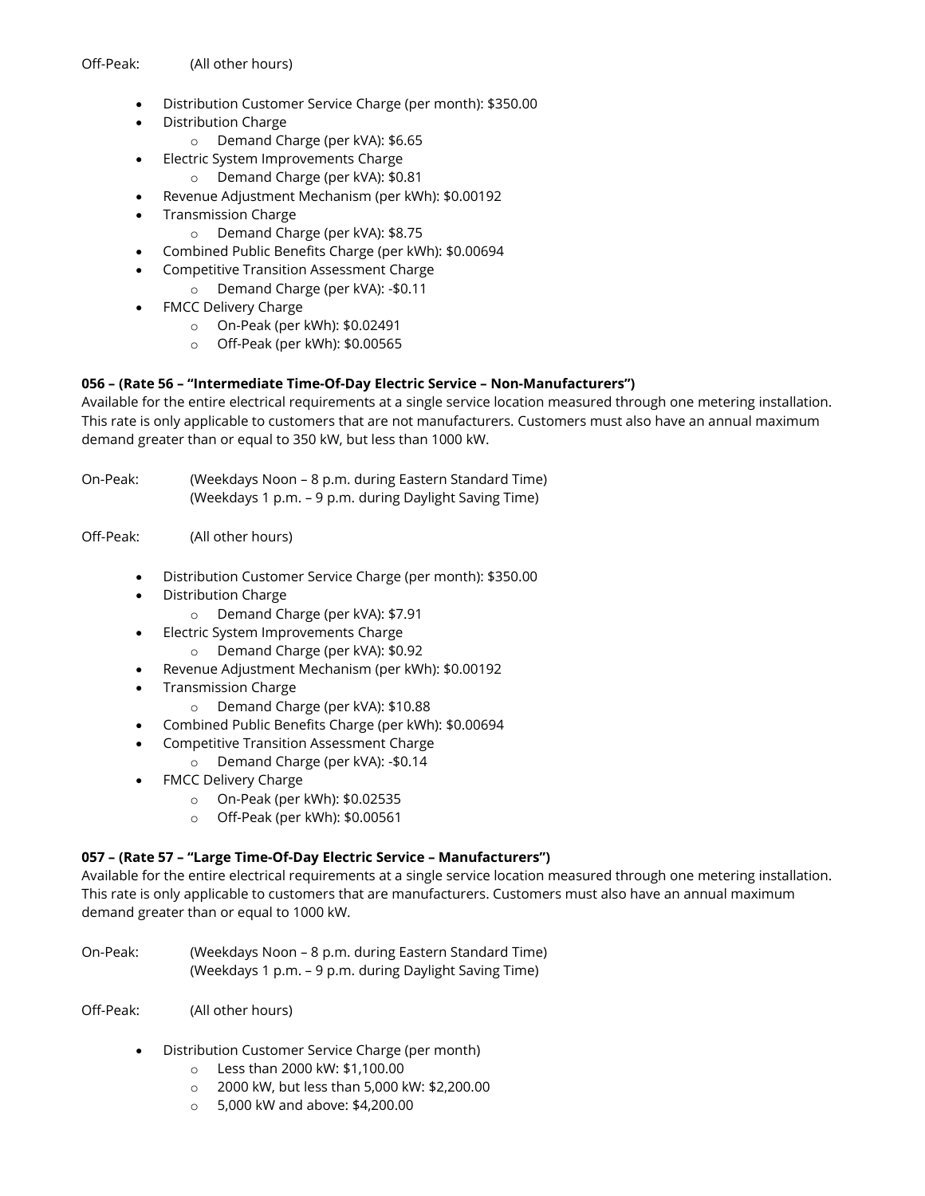Off-Peak: (All other hours)

- Distribution Customer Service Charge (per month): $350.00
- Distribution Charge
  - Demand Charge (per kVA): $6.65
- Electric System Improvements Charge
  - Demand Charge (per kVA): $0.81
- Revenue Adjustment Mechanism (per kWh): $0.00192
- Transmission Charge
  - Demand Charge (per kVA): $8.75
- Combined Public Benefits Charge (per kWh): $0.00694
- Competitive Transition Assessment Charge
  - Demand Charge (per kVA): -$0.11
- FMCC Delivery Charge
  - On-Peak (per kWh): $0.02491
  - Off-Peak (per kWh): $0.00565

**056 – (Rate 56 – "Intermediate Time-Of-Day Electric Service – Non-Manufacturers")**

Available for the entire electrical requirements at a single service location measured through one metering installation. This rate is only applicable to customers that are not manufacturers. Customers must also have an annual maximum demand greater than or equal to 350 kW, but less than 1000 kW.

On-Peak: (Weekdays Noon – 8 p.m. during Eastern Standard Time)
(Weekdays 1 p.m. – 9 p.m. during Daylight Saving Time)

Off-Peak: (All other hours)

- Distribution Customer Service Charge (per month): $350.00
- Distribution Charge
  - Demand Charge (per kVA): $7.91
- Electric System Improvements Charge
  - Demand Charge (per kVA): $0.92
- Revenue Adjustment Mechanism (per kWh): $0.00192
- Transmission Charge
  - Demand Charge (per kVA): $10.88
- Combined Public Benefits Charge (per kWh): $0.00694
- Competitive Transition Assessment Charge
  - Demand Charge (per kVA): -$0.14
- FMCC Delivery Charge
  - On-Peak (per kWh): $0.02535
  - Off-Peak (per kWh): $0.00561

**057 – (Rate 57 – "Large Time-Of-Day Electric Service – Manufacturers")**

Available for the entire electrical requirements at a single service location measured through one metering installation. This rate is only applicable to customers that are manufacturers. Customers must also have an annual maximum demand greater than or equal to 1000 kW.

On-Peak: (Weekdays Noon – 8 p.m. during Eastern Standard Time)
(Weekdays 1 p.m. – 9 p.m. during Daylight Saving Time)

Off-Peak: (All other hours)

- Distribution Customer Service Charge (per month)
  - Less than 2000 kW: $1,100.00
  - 2000 kW, but less than 5,000 kW: $2,200.00
  - 5,000 kW and above: $4,200.00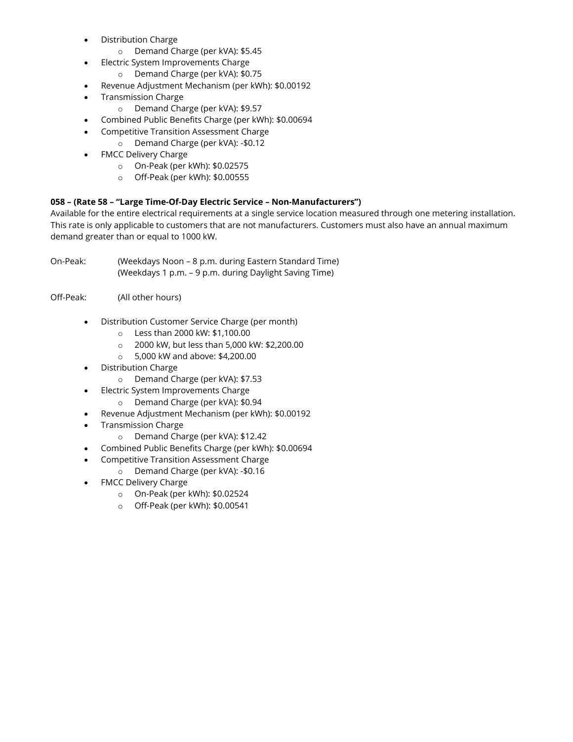- Distribution Charge
  - Demand Charge (per kVA): $5.45
- Electric System Improvements Charge
  - Demand Charge (per kVA): $0.75
- Revenue Adjustment Mechanism (per kWh): $0.00192
- Transmission Charge
  - Demand Charge (per kVA): $9.57
- Combined Public Benefits Charge (per kWh): $0.00694
- Competitive Transition Assessment Charge
  - Demand Charge (per kVA): -$0.12
- FMCC Delivery Charge
  - On-Peak (per kWh): $0.02575
  - Off-Peak (per kWh): $0.00555

**058 – (Rate 58 – "Large Time-Of-Day Electric Service – Non-Manufacturers")**
Available for the entire electrical requirements at a single service location measured through one metering installation. This rate is only applicable to customers that are not manufacturers. Customers must also have an annual maximum demand greater than or equal to 1000 kW.

On-Peak: (Weekdays Noon – 8 p.m. during Eastern Standard Time)
(Weekdays 1 p.m. – 9 p.m. during Daylight Saving Time)

Off-Peak: (All other hours)

- Distribution Customer Service Charge (per month)
  - Less than 2000 kW: $1,100.00
  - 2000 kW, but less than 5,000 kW: $2,200.00
  - 5,000 kW and above: $4,200.00
- Distribution Charge
  - Demand Charge (per kVA): $7.53
- Electric System Improvements Charge
  - Demand Charge (per kVA): $0.94
- Revenue Adjustment Mechanism (per kWh): $0.00192
- Transmission Charge
  - Demand Charge (per kVA): $12.42
- Combined Public Benefits Charge (per kWh): $0.00694
- Competitive Transition Assessment Charge
  - Demand Charge (per kVA): -$0.16
- FMCC Delivery Charge
  - On-Peak (per kWh): $0.02524
  - Off-Peak (per kWh): $0.00541